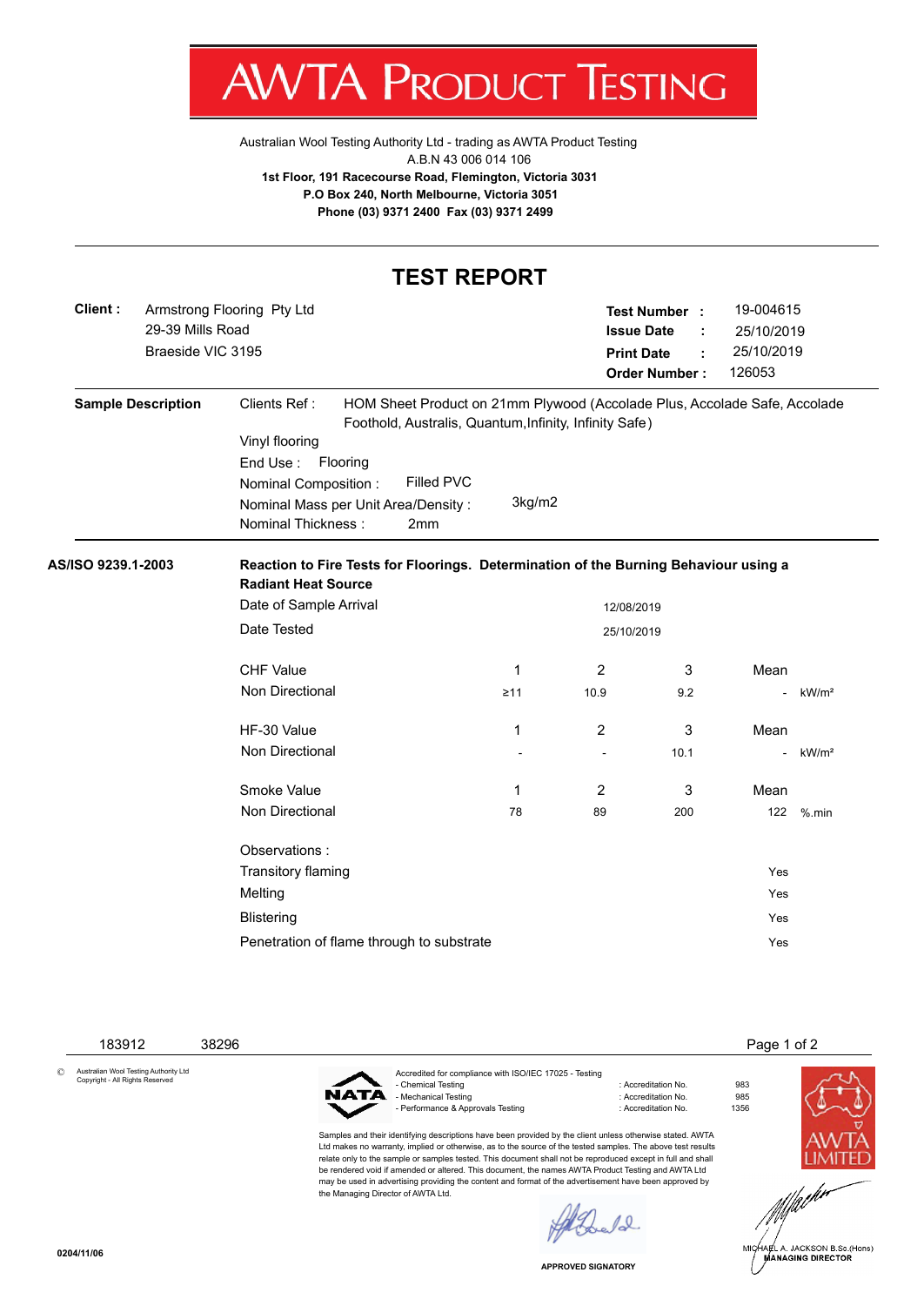# AWTA PRODUCT TESTING

Australian Wool Testing Authority Ltd - trading as AWTA Product Testing
A.B.N 43 006 014 106
**1st Floor, 191 Racecourse Road, Flemington, Victoria 3031**
**P.O Box 240, North Melbourne, Victoria 3051**
**Phone (03) 9371 2400 Fax (03) 9371 2499**

## TEST REPORT

**Client :** Armstrong Flooring Pty Ltd
29-39 Mills Road
Braeside VIC 3195

**Test Number :** 19-004615
**Issue Date :** 25/10/2019
**Print Date :** 25/10/2019
**Order Number :** 126053

**Sample Description**

Clients Ref : HOM Sheet Product on 21mm Plywood (Accolade Plus, Accolade Safe, Accolade Foothold, Australis, Quantum,Infinity, Infinity Safe)

Vinyl flooring

End Use : Flooring

Nominal Composition : Filled PVC

Nominal Mass per Unit Area/Density : 3kg/m2

Nominal Thickness : 2mm

**AS/ISO 9239.1-2003** **Reaction to Fire Tests for Floorings. Determination of the Burning Behaviour using a Radiant Heat Source**

Date of Sample Arrival: 12/08/2019

Date Tested: 25/10/2019

| | 1 | 2 | 3 | Mean | |
|---|---|---|---|---|---|
| **CHF Value** Non Directional | ≥11 | 10.9 | 9.2 | - | kW/m² |
| **HF-30 Value** Non Directional | - | - | 10.1 | - | kW/m² |
| **Smoke Value** Non Directional | 78 | 89 | 200 | 122 | %.min |

Observations :

| | |
|---|---|
| Transitory flaming | Yes |
| Melting | Yes |
| Blistering | Yes |
| Penetration of flame through to substrate | Yes |

183912 38296

© Australian Wool Testing Authority Ltd Copyright - All Rights Reserved

Accredited for compliance with ISO/IEC 17025 - Testing
- Chemical Testing : Accreditation No. 983
- Mechanical Testing : Accreditation No. 985
- Performance & Approvals Testing : Accreditation No. 1356

Samples and their identifying descriptions have been provided by the client unless otherwise stated. AWTA Ltd makes no warranty, implied or otherwise, as to the source of the tested samples. The above test results relate only to the sample or samples tested. This document shall not be reproduced except in full and shall be rendered void if amended or altered. This document, the names AWTA Product Testing and AWTA Ltd may be used in advertising providing the content and format of the advertisement have been approved by the Managing Director of AWTA Ltd.

APPROVED SIGNATORY

MICHAEL A. JACKSON B.Sc.(Hons)
MANAGING DIRECTOR

0204/11/06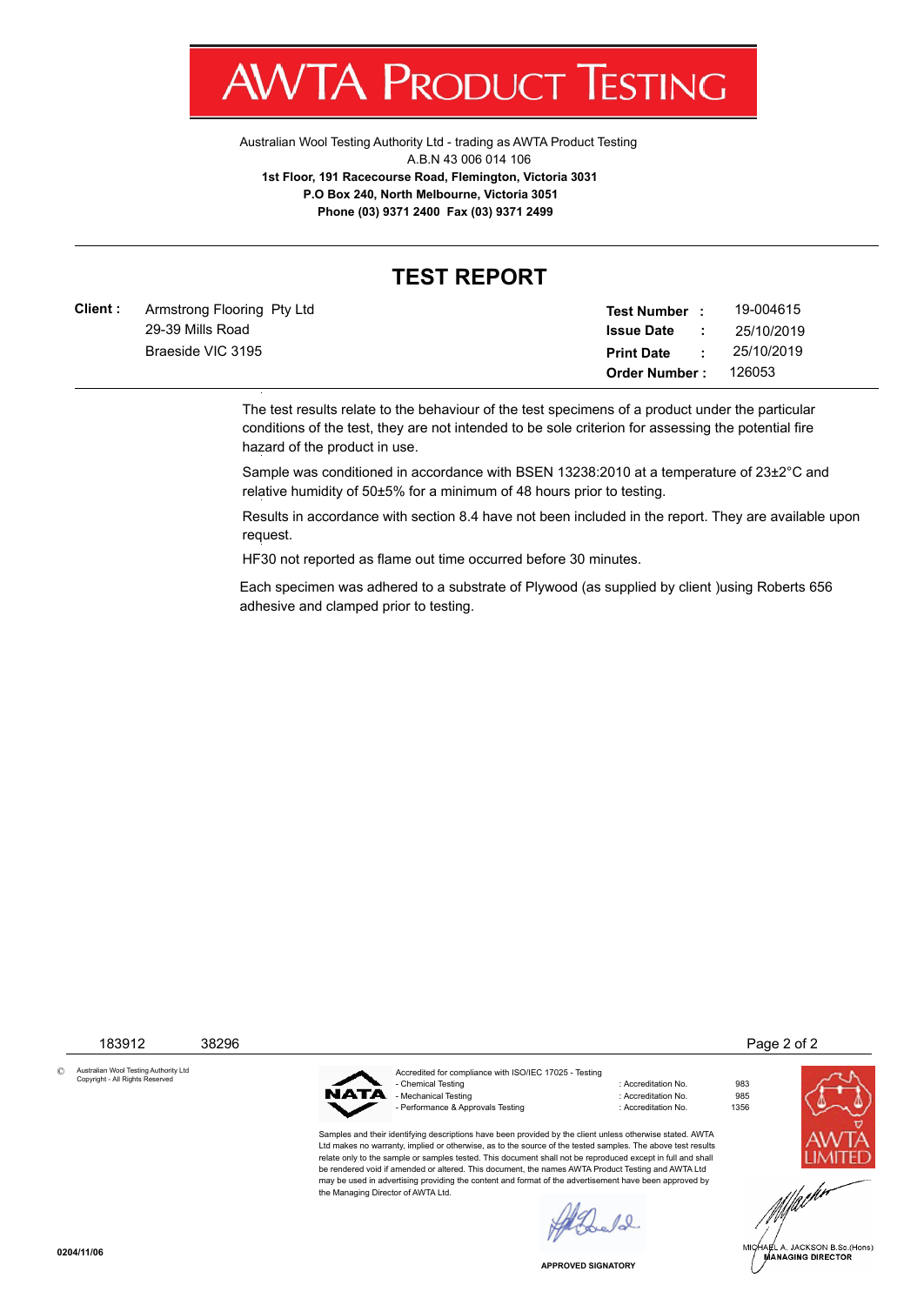# AWTA PRODUCT TESTING

Australian Wool Testing Authority Ltd - trading as AWTA Product Testing
A.B.N 43 006 014 106
**1st Floor, 191 Racecourse Road, Flemington, Victoria 3031**
**P.O Box 240, North Melbourne, Victoria 3051**
**Phone (03) 9371 2400 Fax (03) 9371 2499**

## TEST REPORT

| | | | |
|---|---|---|---|
| **Client :** | Armstrong Flooring Pty Ltd | **Test Number :** | 19-004615 |
| | 29-39 Mills Road | **Issue Date :** | 25/10/2019 |
| | Braeside VIC 3195 | **Print Date :** | 25/10/2019 |
| | | **Order Number :** | 126053 |

The test results relate to the behaviour of the test specimens of a product under the particular conditions of the test, they are not intended to be sole criterion for assessing the potential fire hazard of the product in use.

Sample was conditioned in accordance with BSEN 13238:2010 at a temperature of 23±2°C and relative humidity of 50±5% for a minimum of 48 hours prior to testing.

Results in accordance with section 8.4 have not been included in the report. They are available upon request.

HF30 not reported as flame out time occurred before 30 minutes.

Each specimen was adhered to a substrate of Plywood (as supplied by client )using Roberts 656 adhesive and clamped prior to testing.

183912 38296

© Australian Wool Testing Authority Ltd
Copyright - All Rights Reserved

Accredited for compliance with ISO/IEC 17025 - Testing

| | | |
|---|---|---|
| - Chemical Testing | : Accreditation No. | 983 |
| - Mechanical Testing | : Accreditation No. | 985 |
| - Performance & Approvals Testing | : Accreditation No. | 1356 |

Samples and their identifying descriptions have been provided by the client unless otherwise stated. AWTA Ltd makes no warranty, implied or otherwise, as to the source of the tested samples. The above test results relate only to the sample or samples tested. This document shall not be reproduced except in full and shall be rendered void if amended or altered. This document, the names AWTA Product Testing and AWTA Ltd may be used in advertising providing the content and format of the advertisement have been approved by the Managing Director of AWTA Ltd.

APPROVED SIGNATORY

MICHAEL A. JACKSON B.Sc.(Hons)
MANAGING DIRECTOR

0204/11/06